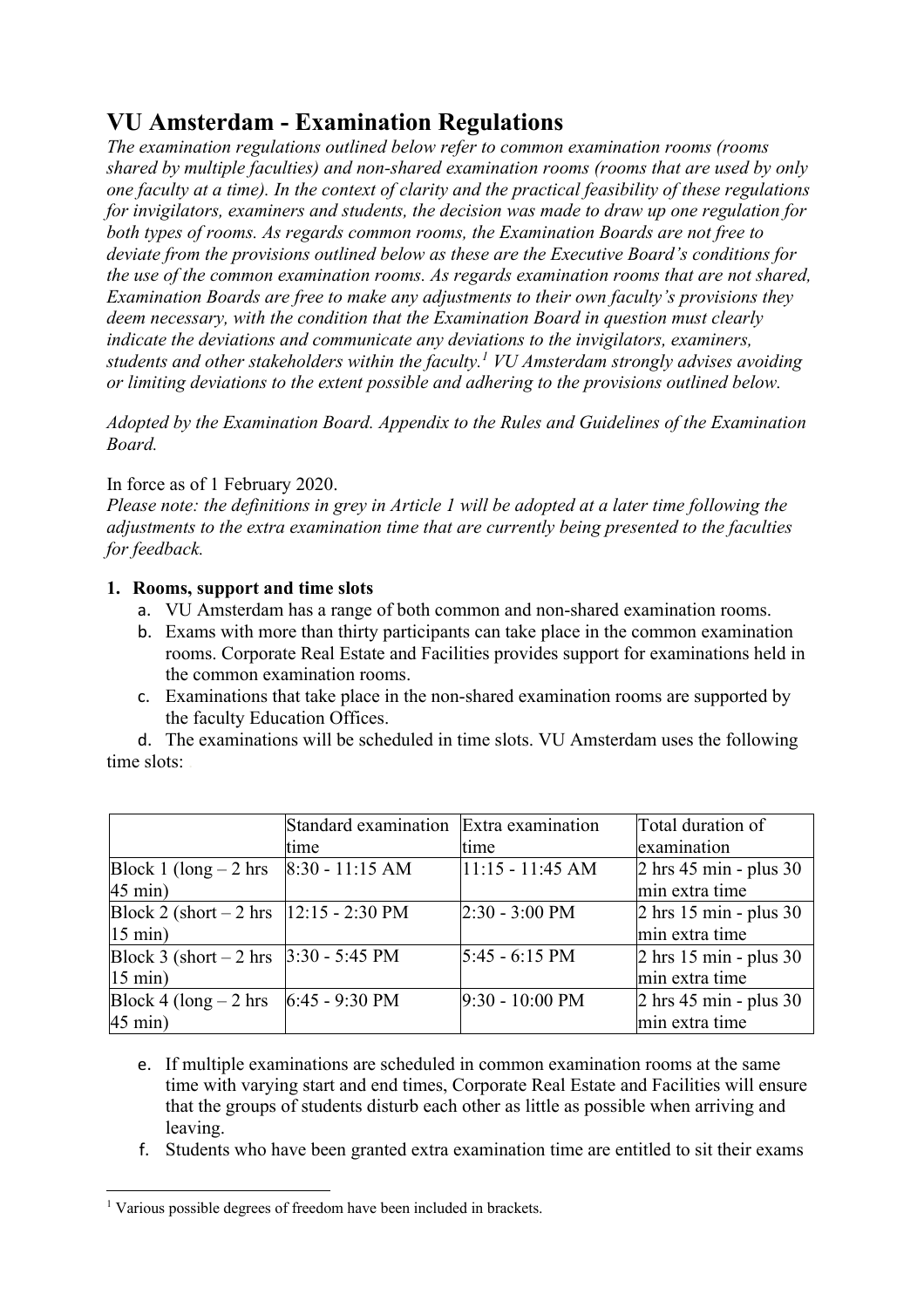# VU Amsterdam - Examination Regulations

*The examination regulations outlined below refer to common examination rooms (rooms shared by multiple faculties) and non-shared examination rooms (rooms that are used by only one faculty at a time). In the context of clarity and the practical feasibility of these regulations for invigilators, examiners and students, the decision was made to draw up one regulation for both types of rooms. As regards common rooms, the Examination Boards are not free to deviate from the provisions outlined below as these are the Executive Board's conditions for the use of the common examination rooms. As regards examination rooms that are not shared, Examination Boards are free to make any adjustments to their own faculty's provisions they deem necessary, with the condition that the Examination Board in question must clearly indicate the deviations and communicate any deviations to the invigilators, examiners, students and other stakeholders within the faculty.[1] VU Amsterdam strongly advises avoiding or limiting deviations to the extent possible and adhering to the provisions outlined below.*

*Adopted by the Examination Board. Appendix to the Rules and Guidelines of the Examination Board.*

In force as of 1 February 2020.

*Please note: the definitions in grey in Article 1 will be adopted at a later time following the adjustments to the extra examination time that are currently being presented to the faculties for feedback.*

**1. Rooms, support and time slots**

a. VU Amsterdam has a range of both common and non-shared examination rooms.

b. Exams with more than thirty participants can take place in the common examination rooms. Corporate Real Estate and Facilities provides support for examinations held in the common examination rooms.

c. Examinations that take place in the non-shared examination rooms are supported by the faculty Education Offices.

d. The examinations will be scheduled in time slots. VU Amsterdam uses the following time slots:

| | Standard examination time | Extra examination time | Total duration of examination |
|---|---|---|---|
| Block 1 (long – 2 hrs 45 min) | 8:30 - 11:15 AM | 11:15 - 11:45 AM | 2 hrs 45 min - plus 30 min extra time |
| Block 2 (short – 2 hrs 15 min) | 12:15 - 2:30 PM | 2:30 - 3:00 PM | 2 hrs 15 min - plus 30 min extra time |
| Block 3 (short – 2 hrs 15 min) | 3:30 - 5:45 PM | 5:45 - 6:15 PM | 2 hrs 15 min - plus 30 min extra time |
| Block 4 (long – 2 hrs 45 min) | 6:45 - 9:30 PM | 9:30 - 10:00 PM | 2 hrs 45 min - plus 30 min extra time |

e. If multiple examinations are scheduled in common examination rooms at the same time with varying start and end times, Corporate Real Estate and Facilities will ensure that the groups of students disturb each other as little as possible when arriving and leaving.

f. Students who have been granted extra examination time are entitled to sit their exams

[1] Various possible degrees of freedom have been included in brackets.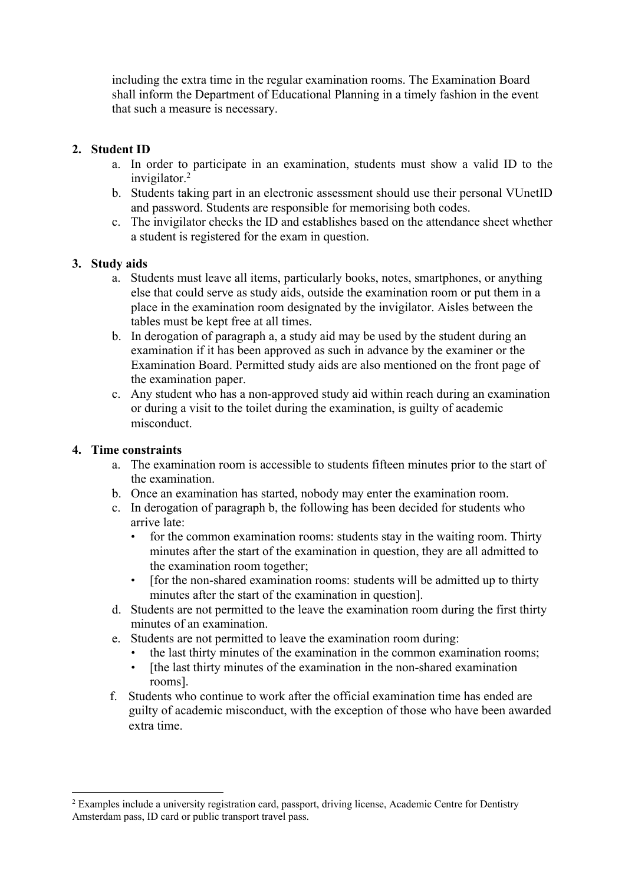including the extra time in the regular examination rooms. The Examination Board shall inform the Department of Educational Planning in a timely fashion in the event that such a measure is necessary.

2. **Student ID**
   a. In order to participate in an examination, students must show a valid ID to the invigilator.[2]
   b. Students taking part in an electronic assessment should use their personal VUnetID and password. Students are responsible for memorising both codes.
   c. The invigilator checks the ID and establishes based on the attendance sheet whether a student is registered for the exam in question.

3. **Study aids**
   a. Students must leave all items, particularly books, notes, smartphones, or anything else that could serve as study aids, outside the examination room or put them in a place in the examination room designated by the invigilator. Aisles between the tables must be kept free at all times.
   b. In derogation of paragraph a, a study aid may be used by the student during an examination if it has been approved as such in advance by the examiner or the Examination Board. Permitted study aids are also mentioned on the front page of the examination paper.
   c. Any student who has a non-approved study aid within reach during an examination or during a visit to the toilet during the examination, is guilty of academic misconduct.

4. **Time constraints**
   a. The examination room is accessible to students fifteen minutes prior to the start of the examination.
   b. Once an examination has started, nobody may enter the examination room.
   c. In derogation of paragraph b, the following has been decided for students who arrive late:
      - for the common examination rooms: students stay in the waiting room. Thirty minutes after the start of the examination in question, they are all admitted to the examination room together;
      - [for the non-shared examination rooms: students will be admitted up to thirty minutes after the start of the examination in question].
   d. Students are not permitted to the leave the examination room during the first thirty minutes of an examination.
   e. Students are not permitted to leave the examination room during:
      - the last thirty minutes of the examination in the common examination rooms;
      - [the last thirty minutes of the examination in the non-shared examination rooms].
   f. Students who continue to work after the official examination time has ended are guilty of academic misconduct, with the exception of those who have been awarded extra time.

[2] Examples include a university registration card, passport, driving license, Academic Centre for Dentistry Amsterdam pass, ID card or public transport travel pass.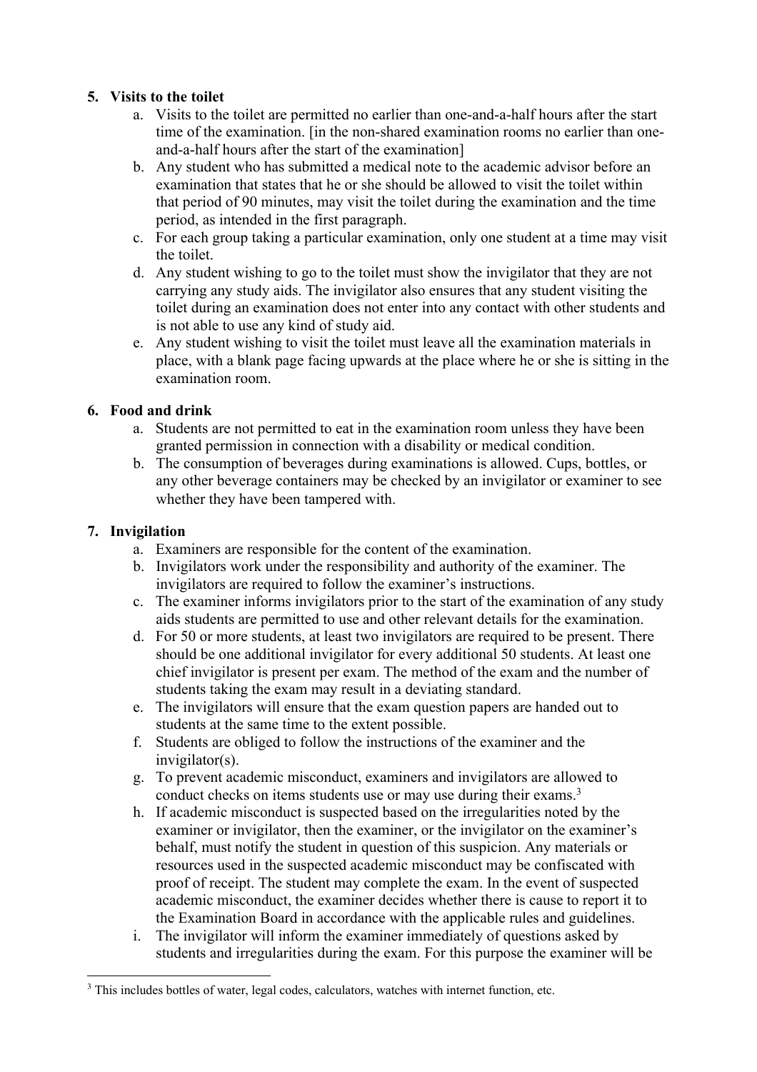5. **Visits to the toilet**
    a. Visits to the toilet are permitted no earlier than one-and-a-half hours after the start time of the examination. [in the non-shared examination rooms no earlier than one-and-a-half hours after the start of the examination]
    b. Any student who has submitted a medical note to the academic advisor before an examination that states that he or she should be allowed to visit the toilet within that period of 90 minutes, may visit the toilet during the examination and the time period, as intended in the first paragraph.
    c. For each group taking a particular examination, only one student at a time may visit the toilet.
    d. Any student wishing to go to the toilet must show the invigilator that they are not carrying any study aids. The invigilator also ensures that any student visiting the toilet during an examination does not enter into any contact with other students and is not able to use any kind of study aid.
    e. Any student wishing to visit the toilet must leave all the examination materials in place, with a blank page facing upwards at the place where he or she is sitting in the examination room.

6. **Food and drink**
    a. Students are not permitted to eat in the examination room unless they have been granted permission in connection with a disability or medical condition.
    b. The consumption of beverages during examinations is allowed. Cups, bottles, or any other beverage containers may be checked by an invigilator or examiner to see whether they have been tampered with.

7. **Invigilation**
    a. Examiners are responsible for the content of the examination.
    b. Invigilators work under the responsibility and authority of the examiner. The invigilators are required to follow the examiner's instructions.
    c. The examiner informs invigilators prior to the start of the examination of any study aids students are permitted to use and other relevant details for the examination.
    d. For 50 or more students, at least two invigilators are required to be present. There should be one additional invigilator for every additional 50 students. At least one chief invigilator is present per exam. The method of the exam and the number of students taking the exam may result in a deviating standard.
    e. The invigilators will ensure that the exam question papers are handed out to students at the same time to the extent possible.
    f. Students are obliged to follow the instructions of the examiner and the invigilator(s).
    g. To prevent academic misconduct, examiners and invigilators are allowed to conduct checks on items students use or may use during their exams.[3]
    h. If academic misconduct is suspected based on the irregularities noted by the examiner or invigilator, then the examiner, or the invigilator on the examiner's behalf, must notify the student in question of this suspicion. Any materials or resources used in the suspected academic misconduct may be confiscated with proof of receipt. The student may complete the exam. In the event of suspected academic misconduct, the examiner decides whether there is cause to report it to the Examination Board in accordance with the applicable rules and guidelines.
    i. The invigilator will inform the examiner immediately of questions asked by students and irregularities during the exam. For this purpose the examiner will be

[3] This includes bottles of water, legal codes, calculators, watches with internet function, etc.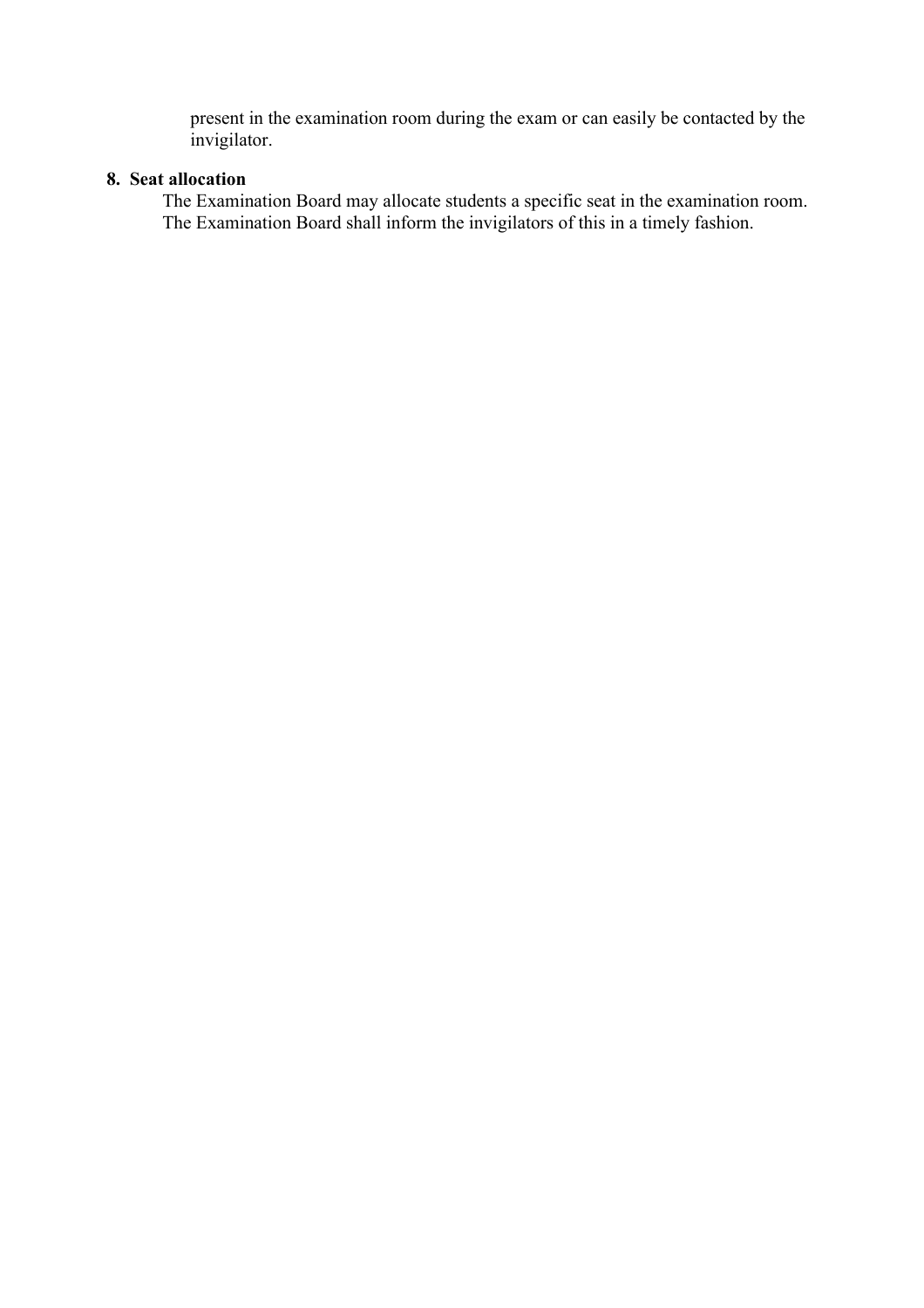present in the examination room during the exam or can easily be contacted by the invigilator.

**8. Seat allocation**

The Examination Board may allocate students a specific seat in the examination room. The Examination Board shall inform the invigilators of this in a timely fashion.